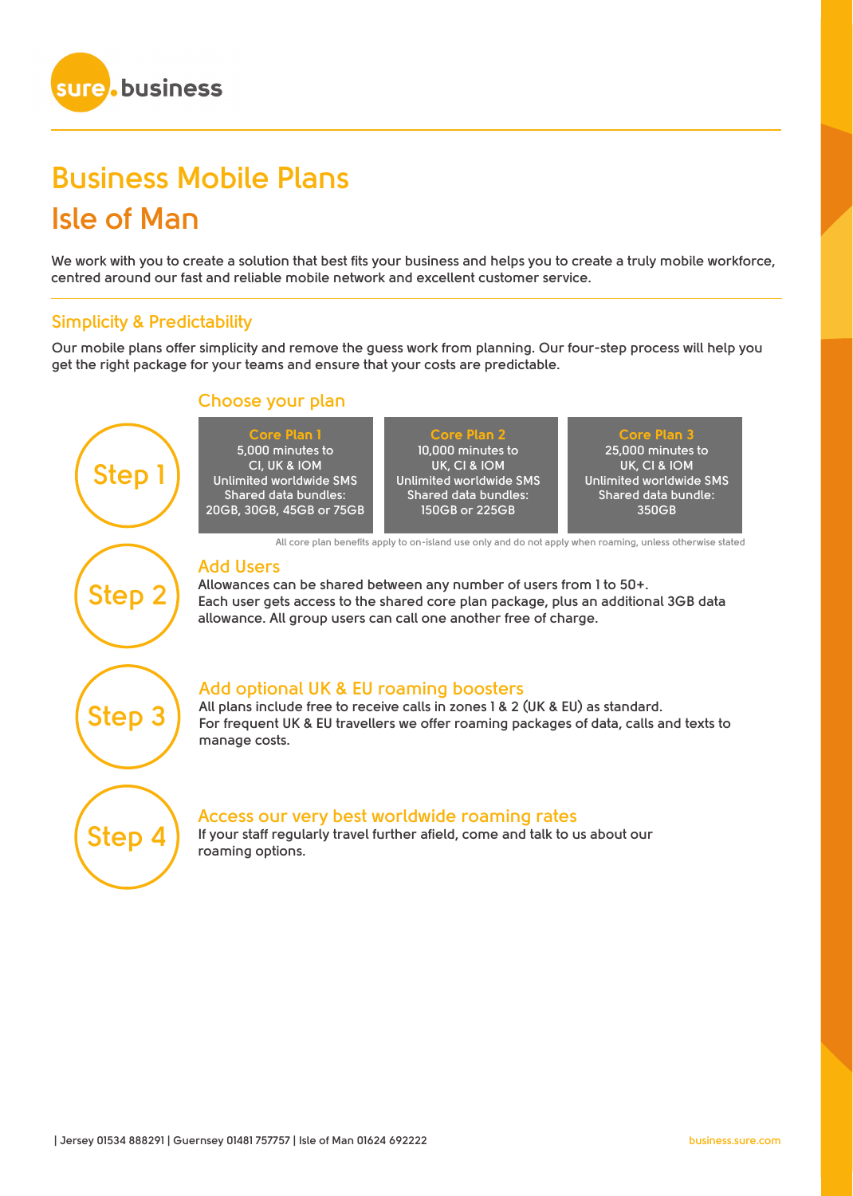sure.business

# Business Mobile Plans
# Isle of Man

We work with you to create a solution that best fits your business and helps you to create a truly mobile workforce, centred around our fast and reliable mobile network and excellent customer service.

## Simplicity & Predictability

Our mobile plans offer simplicity and remove the guess work from planning. Our four-step process will help you get the right package for your teams and ensure that your costs are predictable.

### Step 1 – Choose your plan

| Core Plan 1 | Core Plan 2 | Core Plan 3 |
|---|---|---|
| 5,000 minutes to CI, UK & IOM<br>Unlimited worldwide SMS<br>Shared data bundles:<br>20GB, 30GB, 45GB or 75GB | 10,000 minutes to UK, CI & IOM<br>Unlimited worldwide SMS<br>Shared data bundles:<br>150GB or 225GB | 25,000 minutes to UK, CI & IOM<br>Unlimited worldwide SMS<br>Shared data bundle:<br>350GB |

All core plan benefits apply to on-island use only and do not apply when roaming, unless otherwise stated

### Step 2 – Add Users

Allowances can be shared between any number of users from 1 to 50+.
Each user gets access to the shared core plan package, plus an additional 3GB data allowance. All group users can call one another free of charge.

### Step 3 – Add optional UK & EU roaming boosters

All plans include free to receive calls in zones 1 & 2 (UK & EU) as standard.
For frequent UK & EU travellers we offer roaming packages of data, calls and texts to manage costs.

### Step 4 – Access our very best worldwide roaming rates

If your staff regularly travel further afield, come and talk to us about our roaming options.

| Jersey 01534 888291 | Guernsey 01481 757757 | Isle of Man 01624 692222

business.sure.com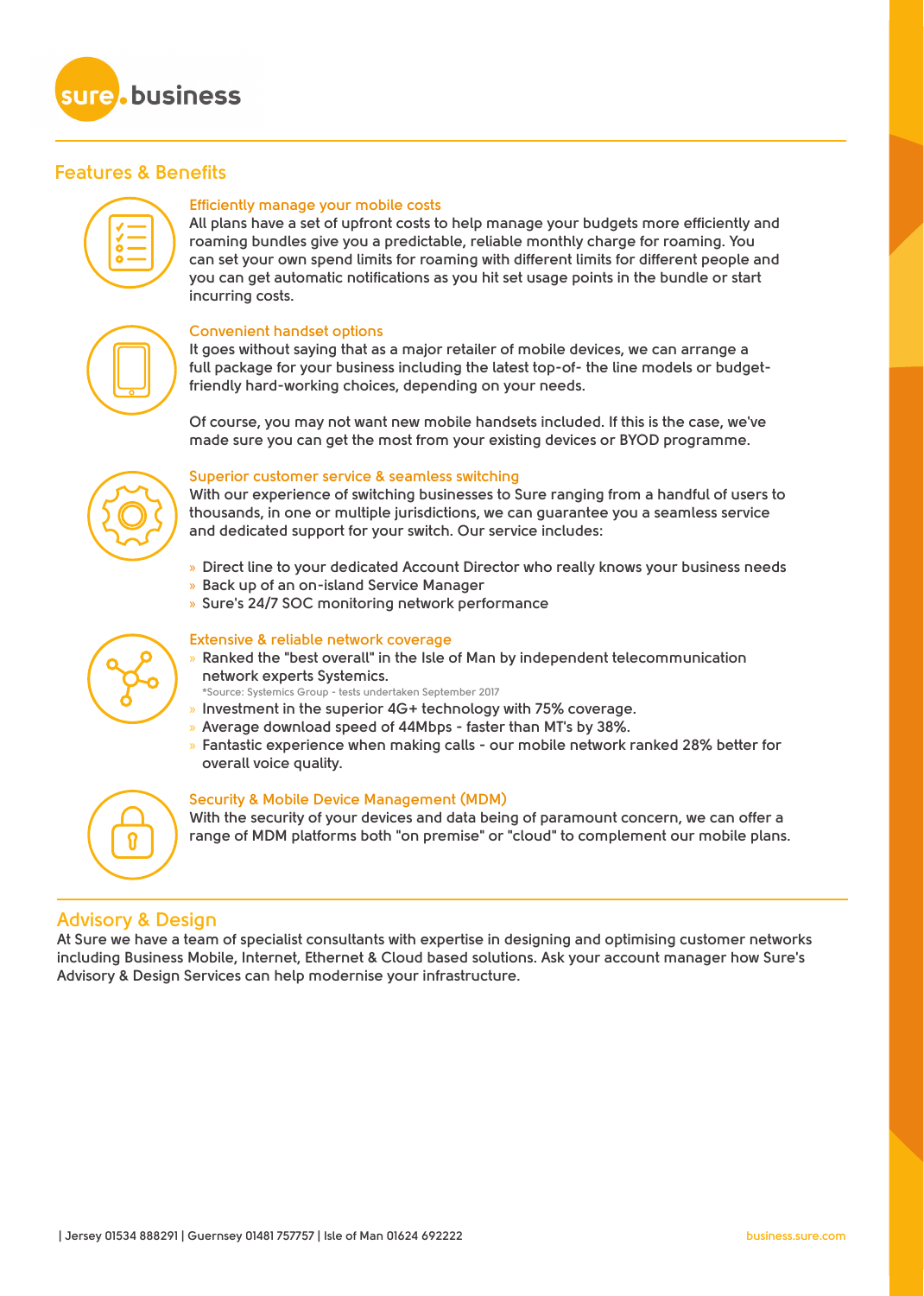## Features & Benefits

### Efficiently manage your mobile costs

All plans have a set of upfront costs to help manage your budgets more efficiently and roaming bundles give you a predictable, reliable monthly charge for roaming. You can set your own spend limits for roaming with different limits for different people and you can get automatic notifications as you hit set usage points in the bundle or start incurring costs.

### Convenient handset options

It goes without saying that as a major retailer of mobile devices, we can arrange a full package for your business including the latest top-of- the line models or budget-friendly hard-working choices, depending on your needs.

Of course, you may not want new mobile handsets included. If this is the case, we've made sure you can get the most from your existing devices or BYOD programme.

### Superior customer service & seamless switching

With our experience of switching businesses to Sure ranging from a handful of users to thousands, in one or multiple jurisdictions, we can guarantee you a seamless service and dedicated support for your switch. Our service includes:

- Direct line to your dedicated Account Director who really knows your business needs
- Back up of an on-island Service Manager
- Sure's 24/7 SOC monitoring network performance

### Extensive & reliable network coverage

- Ranked the "best overall" in the Isle of Man by independent telecommunication network experts Systemics.
  *Source: Systemics Group - tests undertaken September 2017
- Investment in the superior 4G+ technology with 75% coverage.
- Average download speed of 44Mbps - faster than MT's by 38%.
- Fantastic experience when making calls - our mobile network ranked 28% better for overall voice quality.

### Security & Mobile Device Management (MDM)

With the security of your devices and data being of paramount concern, we can offer a range of MDM platforms both "on premise" or "cloud" to complement our mobile plans.

## Advisory & Design

At Sure we have a team of specialist consultants with expertise in designing and optimising customer networks including Business Mobile, Internet, Ethernet & Cloud based solutions. Ask your account manager how Sure's Advisory & Design Services can help modernise your infrastructure.

| Jersey 01534 888291 | Guernsey 01481 757757 | Isle of Man 01624 692222

business.sure.com